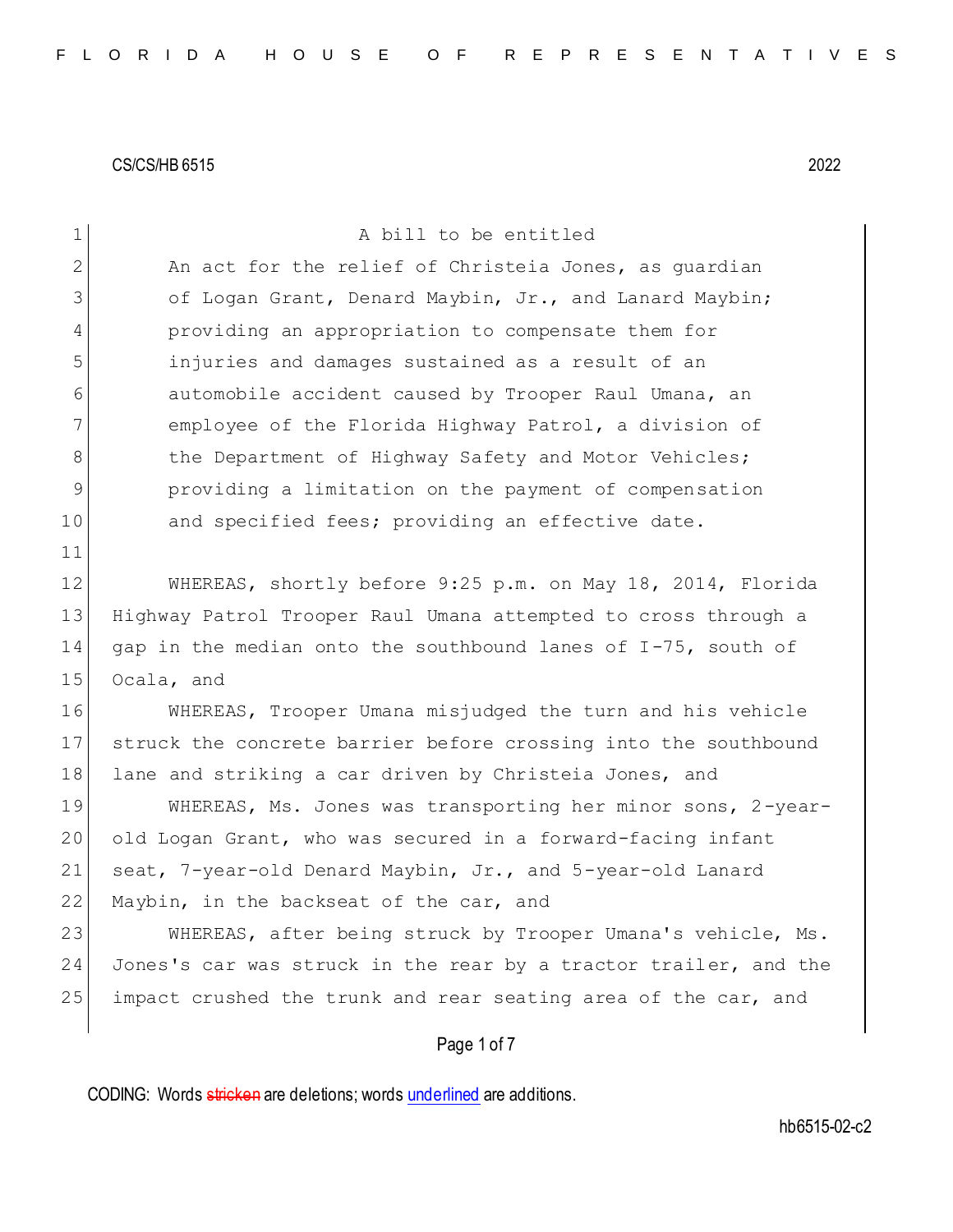CS/CS/HB 6515 2022

A bill to be entitled

An act for the relief of Christeia Jones, as guardian of Logan Grant, Denard Maybin, Jr., and Lanard Maybin; providing an appropriation to compensate them for injuries and damages sustained as a result of an automobile accident caused by Trooper Raul Umana, an employee of the Florida Highway Patrol, a division of the Department of Highway Safety and Motor Vehicles; providing a limitation on the payment of compensation and specified fees; providing an effective date.

WHEREAS, shortly before 9:25 p.m. on May 18, 2014, Florida Highway Patrol Trooper Raul Umana attempted to cross through a gap in the median onto the southbound lanes of I-75, south of Ocala, and

WHEREAS, Trooper Umana misjudged the turn and his vehicle struck the concrete barrier before crossing into the southbound lane and striking a car driven by Christeia Jones, and

WHEREAS, Ms. Jones was transporting her minor sons, 2-year-old Logan Grant, who was secured in a forward-facing infant seat, 7-year-old Denard Maybin, Jr., and 5-year-old Lanard Maybin, in the backseat of the car, and

WHEREAS, after being struck by Trooper Umana's vehicle, Ms. Jones's car was struck in the rear by a tractor trailer, and the impact crushed the trunk and rear seating area of the car, and

CODING: Words stricken are deletions; words underlined are additions.

hb6515-02-c2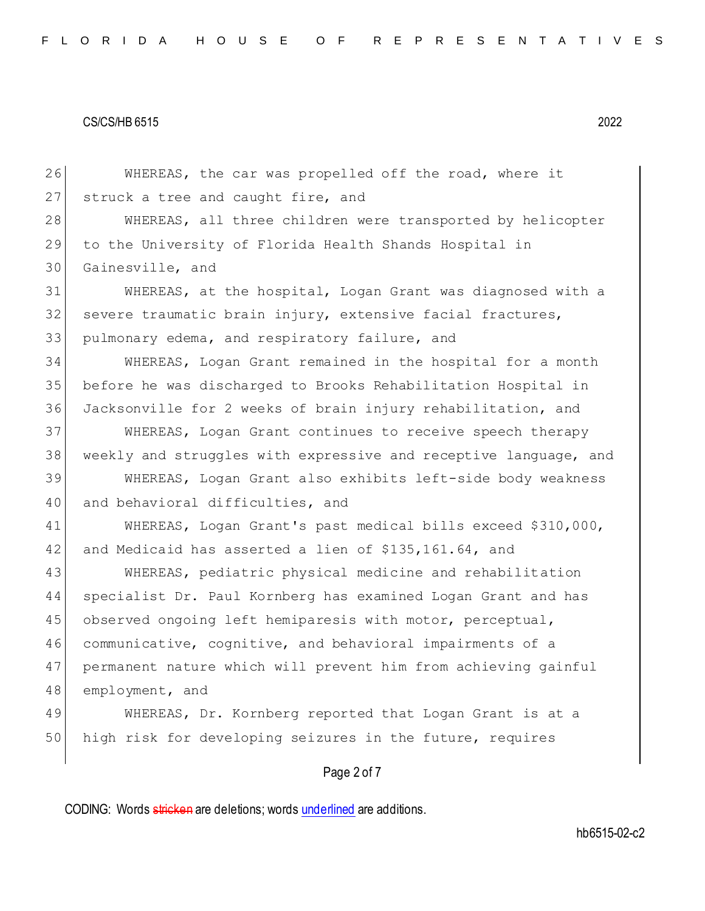WHEREAS, the car was propelled off the road, where it struck a tree and caught fire, and

WHEREAS, all three children were transported by helicopter to the University of Florida Health Shands Hospital in Gainesville, and

WHEREAS, at the hospital, Logan Grant was diagnosed with a severe traumatic brain injury, extensive facial fractures, pulmonary edema, and respiratory failure, and

WHEREAS, Logan Grant remained in the hospital for a month before he was discharged to Brooks Rehabilitation Hospital in Jacksonville for 2 weeks of brain injury rehabilitation, and

WHEREAS, Logan Grant continues to receive speech therapy weekly and struggles with expressive and receptive language, and

WHEREAS, Logan Grant also exhibits left-side body weakness and behavioral difficulties, and

WHEREAS, Logan Grant's past medical bills exceed $310,000, and Medicaid has asserted a lien of $135,161.64, and

WHEREAS, pediatric physical medicine and rehabilitation specialist Dr. Paul Kornberg has examined Logan Grant and has observed ongoing left hemiparesis with motor, perceptual, communicative, cognitive, and behavioral impairments of a permanent nature which will prevent him from achieving gainful employment, and

WHEREAS, Dr. Kornberg reported that Logan Grant is at a high risk for developing seizures in the future, requires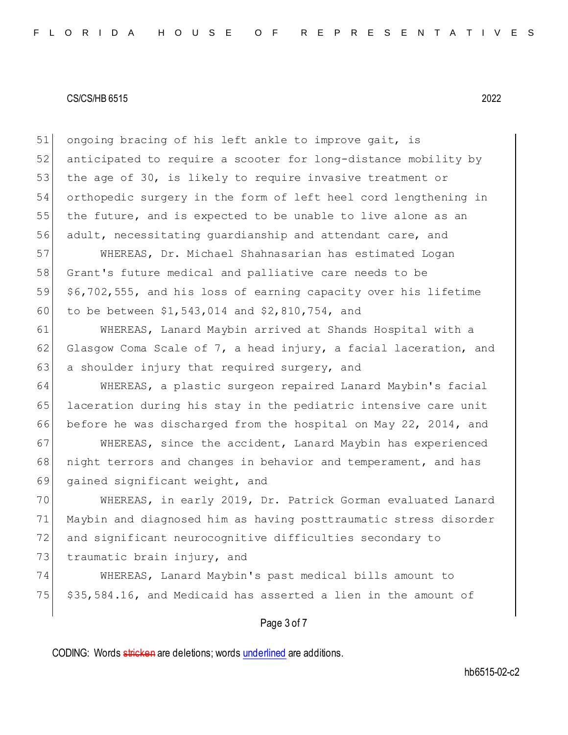ongoing bracing of his left ankle to improve gait, is anticipated to require a scooter for long-distance mobility by the age of 30, is likely to require invasive treatment or orthopedic surgery in the form of left heel cord lengthening in the future, and is expected to be unable to live alone as an adult, necessitating guardianship and attendant care, and

WHEREAS, Dr. Michael Shahnasarian has estimated Logan Grant's future medical and palliative care needs to be $6,702,555, and his loss of earning capacity over his lifetime to be between $1,543,014 and $2,810,754, and

WHEREAS, Lanard Maybin arrived at Shands Hospital with a Glasgow Coma Scale of 7, a head injury, a facial laceration, and a shoulder injury that required surgery, and

WHEREAS, a plastic surgeon repaired Lanard Maybin's facial laceration during his stay in the pediatric intensive care unit before he was discharged from the hospital on May 22, 2014, and

WHEREAS, since the accident, Lanard Maybin has experienced night terrors and changes in behavior and temperament, and has gained significant weight, and

WHEREAS, in early 2019, Dr. Patrick Gorman evaluated Lanard Maybin and diagnosed him as having posttraumatic stress disorder and significant neurocognitive difficulties secondary to traumatic brain injury, and

WHEREAS, Lanard Maybin's past medical bills amount to $35,584.16, and Medicaid has asserted a lien in the amount of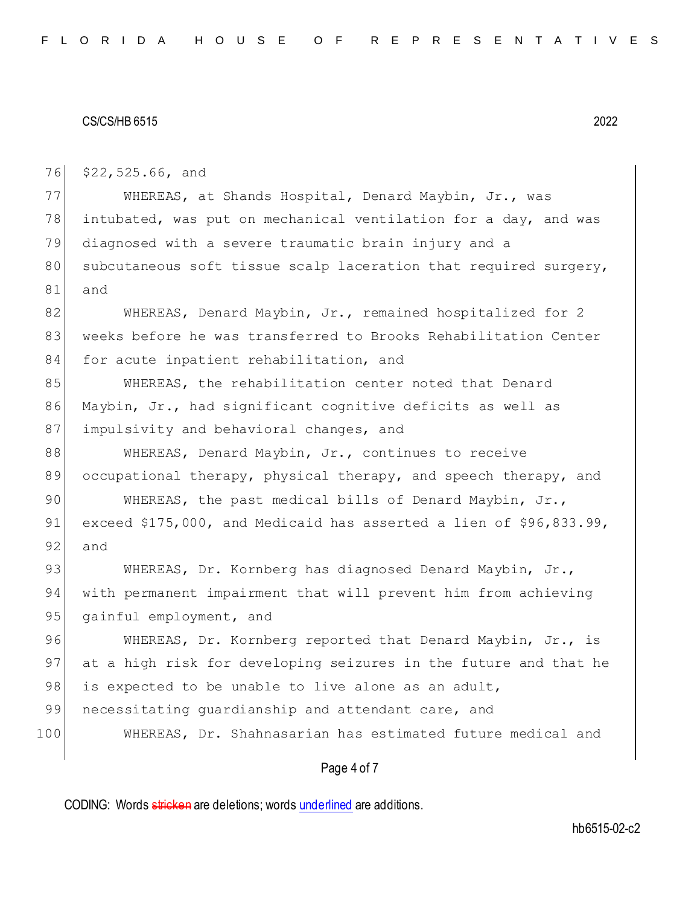$22,525.66, and

WHEREAS, at Shands Hospital, Denard Maybin, Jr., was intubated, was put on mechanical ventilation for a day, and was diagnosed with a severe traumatic brain injury and a subcutaneous soft tissue scalp laceration that required surgery, and

WHEREAS, Denard Maybin, Jr., remained hospitalized for 2 weeks before he was transferred to Brooks Rehabilitation Center for acute inpatient rehabilitation, and

WHEREAS, the rehabilitation center noted that Denard Maybin, Jr., had significant cognitive deficits as well as impulsivity and behavioral changes, and

WHEREAS, Denard Maybin, Jr., continues to receive occupational therapy, physical therapy, and speech therapy, and

WHEREAS, the past medical bills of Denard Maybin, Jr., exceed $175,000, and Medicaid has asserted a lien of $96,833.99, and

WHEREAS, Dr. Kornberg has diagnosed Denard Maybin, Jr., with permanent impairment that will prevent him from achieving gainful employment, and

WHEREAS, Dr. Kornberg reported that Denard Maybin, Jr., is at a high risk for developing seizures in the future and that he is expected to be unable to live alone as an adult, necessitating guardianship and attendant care, and

WHEREAS, Dr. Shahnasarian has estimated future medical and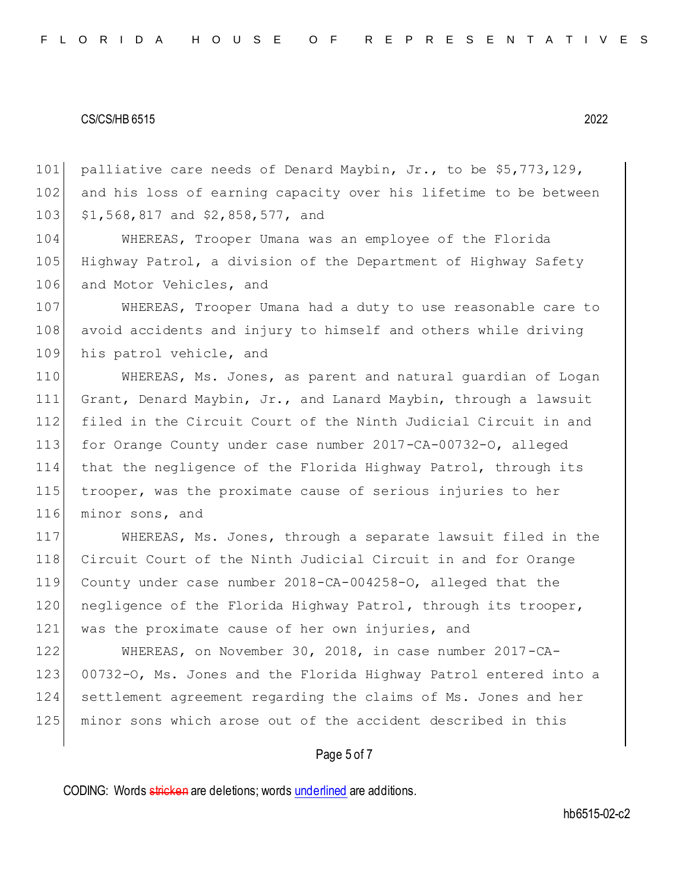palliative care needs of Denard Maybin, Jr., to be $5,773,129, and his loss of earning capacity over his lifetime to be between $1,568,817 and $2,858,577, and

WHEREAS, Trooper Umana was an employee of the Florida Highway Patrol, a division of the Department of Highway Safety and Motor Vehicles, and

WHEREAS, Trooper Umana had a duty to use reasonable care to avoid accidents and injury to himself and others while driving his patrol vehicle, and

WHEREAS, Ms. Jones, as parent and natural guardian of Logan Grant, Denard Maybin, Jr., and Lanard Maybin, through a lawsuit filed in the Circuit Court of the Ninth Judicial Circuit in and for Orange County under case number 2017-CA-00732-O, alleged that the negligence of the Florida Highway Patrol, through its trooper, was the proximate cause of serious injuries to her minor sons, and

WHEREAS, Ms. Jones, through a separate lawsuit filed in the Circuit Court of the Ninth Judicial Circuit in and for Orange County under case number 2018-CA-004258-O, alleged that the negligence of the Florida Highway Patrol, through its trooper, was the proximate cause of her own injuries, and

WHEREAS, on November 30, 2018, in case number 2017-CA-00732-O, Ms. Jones and the Florida Highway Patrol entered into a settlement agreement regarding the claims of Ms. Jones and her minor sons which arose out of the accident described in this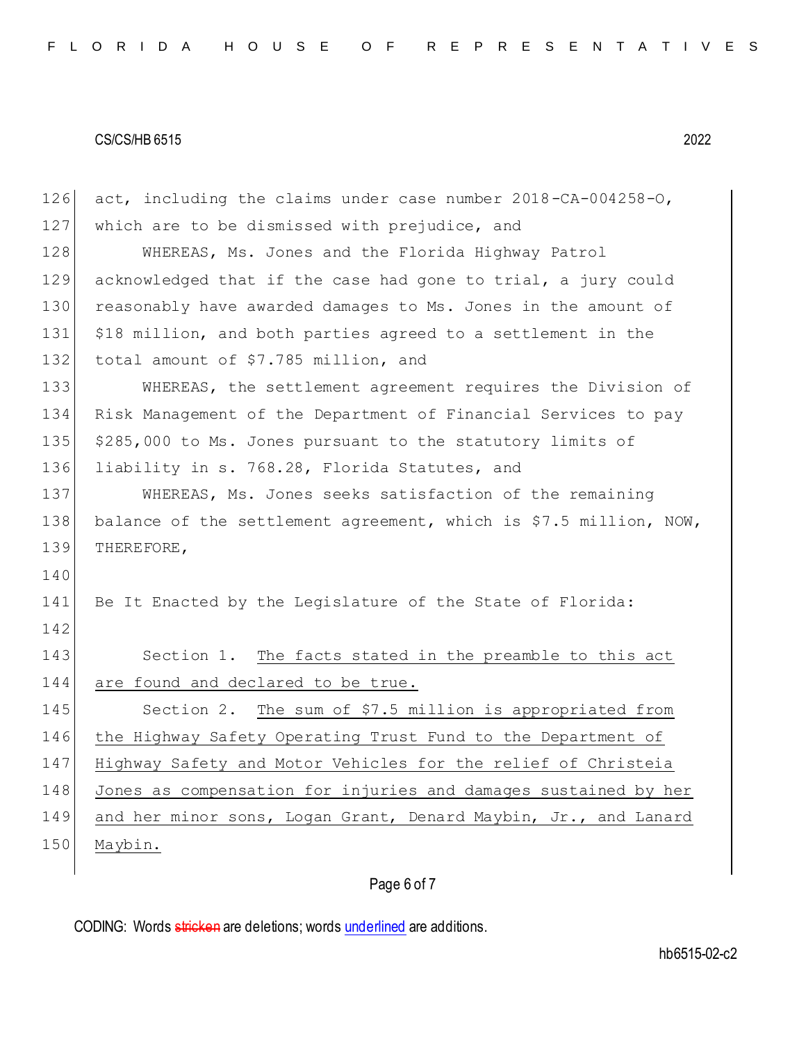act, including the claims under case number 2018-CA-004258-O, which are to be dismissed with prejudice, and

WHEREAS, Ms. Jones and the Florida Highway Patrol acknowledged that if the case had gone to trial, a jury could reasonably have awarded damages to Ms. Jones in the amount of $18 million, and both parties agreed to a settlement in the total amount of $7.785 million, and

WHEREAS, the settlement agreement requires the Division of Risk Management of the Department of Financial Services to pay $285,000 to Ms. Jones pursuant to the statutory limits of liability in s. 768.28, Florida Statutes, and

WHEREAS, Ms. Jones seeks satisfaction of the remaining balance of the settlement agreement, which is $7.5 million, NOW, THEREFORE,

Be It Enacted by the Legislature of the State of Florida:

Section 1. The facts stated in the preamble to this act are found and declared to be true.

Section 2. The sum of $7.5 million is appropriated from the Highway Safety Operating Trust Fund to the Department of Highway Safety and Motor Vehicles for the relief of Christeia Jones as compensation for injuries and damages sustained by her and her minor sons, Logan Grant, Denard Maybin, Jr., and Lanard Maybin.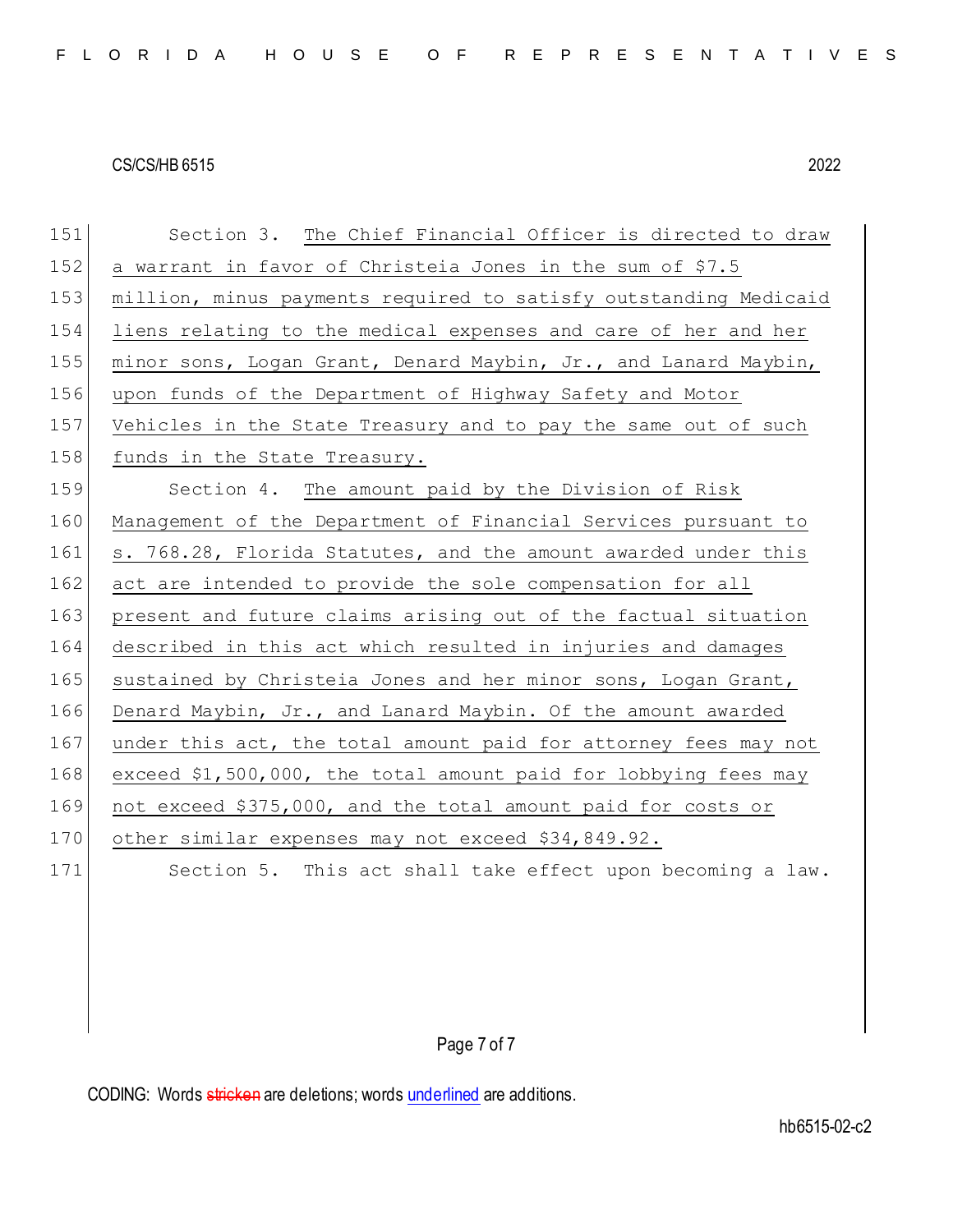Section 3. The Chief Financial Officer is directed to draw a warrant in favor of Christeia Jones in the sum of $7.5 million, minus payments required to satisfy outstanding Medicaid liens relating to the medical expenses and care of her and her minor sons, Logan Grant, Denard Maybin, Jr., and Lanard Maybin, upon funds of the Department of Highway Safety and Motor Vehicles in the State Treasury and to pay the same out of such funds in the State Treasury.

Section 4. The amount paid by the Division of Risk Management of the Department of Financial Services pursuant to s. 768.28, Florida Statutes, and the amount awarded under this act are intended to provide the sole compensation for all present and future claims arising out of the factual situation described in this act which resulted in injuries and damages sustained by Christeia Jones and her minor sons, Logan Grant, Denard Maybin, Jr., and Lanard Maybin. Of the amount awarded under this act, the total amount paid for attorney fees may not exceed $1,500,000, the total amount paid for lobbying fees may not exceed $375,000, and the total amount paid for costs or other similar expenses may not exceed $34,849.92.

Section 5. This act shall take effect upon becoming a law.